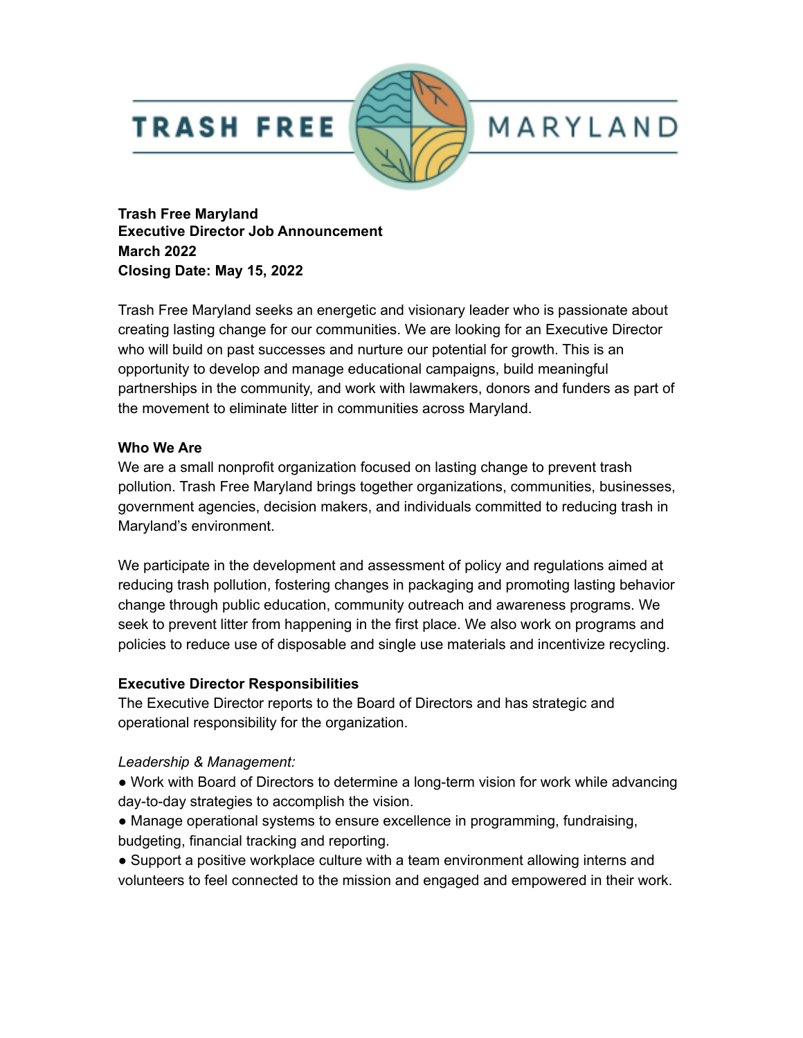TRASH FREE MARYLAND

**Trash Free Maryland**
**Executive Director Job Announcement**
**March 2022**
**Closing Date: May 15, 2022**

Trash Free Maryland seeks an energetic and visionary leader who is passionate about creating lasting change for our communities. We are looking for an Executive Director who will build on past successes and nurture our potential for growth. This is an opportunity to develop and manage educational campaigns, build meaningful partnerships in the community, and work with lawmakers, donors and funders as part of the movement to eliminate litter in communities across Maryland.

**Who We Are**

We are a small nonprofit organization focused on lasting change to prevent trash pollution. Trash Free Maryland brings together organizations, communities, businesses, government agencies, decision makers, and individuals committed to reducing trash in Maryland's environment.

We participate in the development and assessment of policy and regulations aimed at reducing trash pollution, fostering changes in packaging and promoting lasting behavior change through public education, community outreach and awareness programs. We seek to prevent litter from happening in the first place. We also work on programs and policies to reduce use of disposable and single use materials and incentivize recycling.

**Executive Director Responsibilities**

The Executive Director reports to the Board of Directors and has strategic and operational responsibility for the organization.

*Leadership & Management:*

- Work with Board of Directors to determine a long-term vision for work while advancing day-to-day strategies to accomplish the vision.
- Manage operational systems to ensure excellence in programming, fundraising, budgeting, financial tracking and reporting.
- Support a positive workplace culture with a team environment allowing interns and volunteers to feel connected to the mission and engaged and empowered in their work.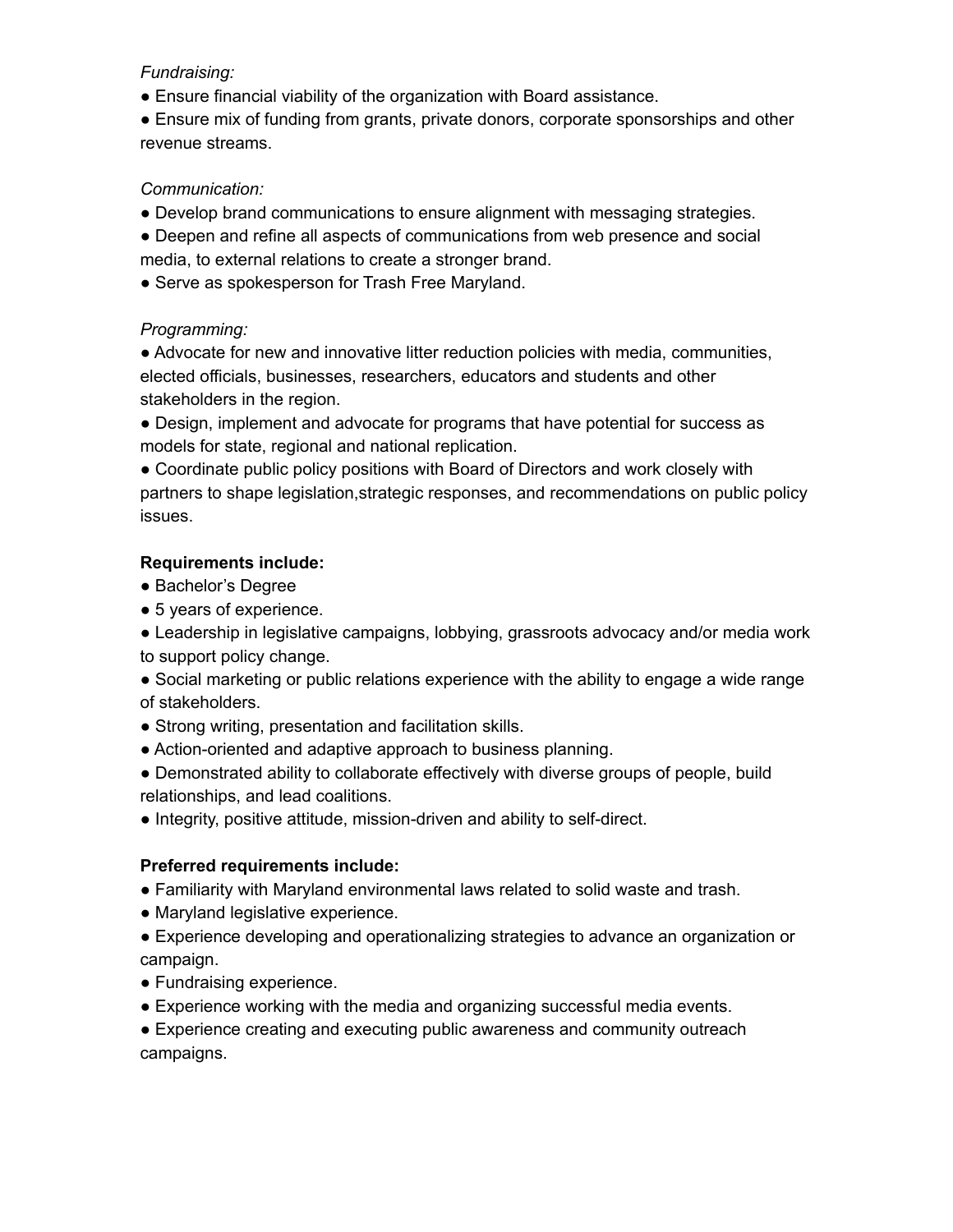*Fundraising:*

- Ensure financial viability of the organization with Board assistance.
- Ensure mix of funding from grants, private donors, corporate sponsorships and other revenue streams.

*Communication:*

- Develop brand communications to ensure alignment with messaging strategies.
- Deepen and refine all aspects of communications from web presence and social media, to external relations to create a stronger brand.
- Serve as spokesperson for Trash Free Maryland.

*Programming:*

- Advocate for new and innovative litter reduction policies with media, communities, elected officials, businesses, researchers, educators and students and other stakeholders in the region.
- Design, implement and advocate for programs that have potential for success as models for state, regional and national replication.
- Coordinate public policy positions with Board of Directors and work closely with partners to shape legislation,strategic responses, and recommendations on public policy issues.

**Requirements include:**

- Bachelor's Degree
- 5 years of experience.
- Leadership in legislative campaigns, lobbying, grassroots advocacy and/or media work to support policy change.
- Social marketing or public relations experience with the ability to engage a wide range of stakeholders.
- Strong writing, presentation and facilitation skills.
- Action-oriented and adaptive approach to business planning.
- Demonstrated ability to collaborate effectively with diverse groups of people, build relationships, and lead coalitions.
- Integrity, positive attitude, mission-driven and ability to self-direct.

**Preferred requirements include:**

- Familiarity with Maryland environmental laws related to solid waste and trash.
- Maryland legislative experience.
- Experience developing and operationalizing strategies to advance an organization or campaign.
- Fundraising experience.
- Experience working with the media and organizing successful media events.
- Experience creating and executing public awareness and community outreach campaigns.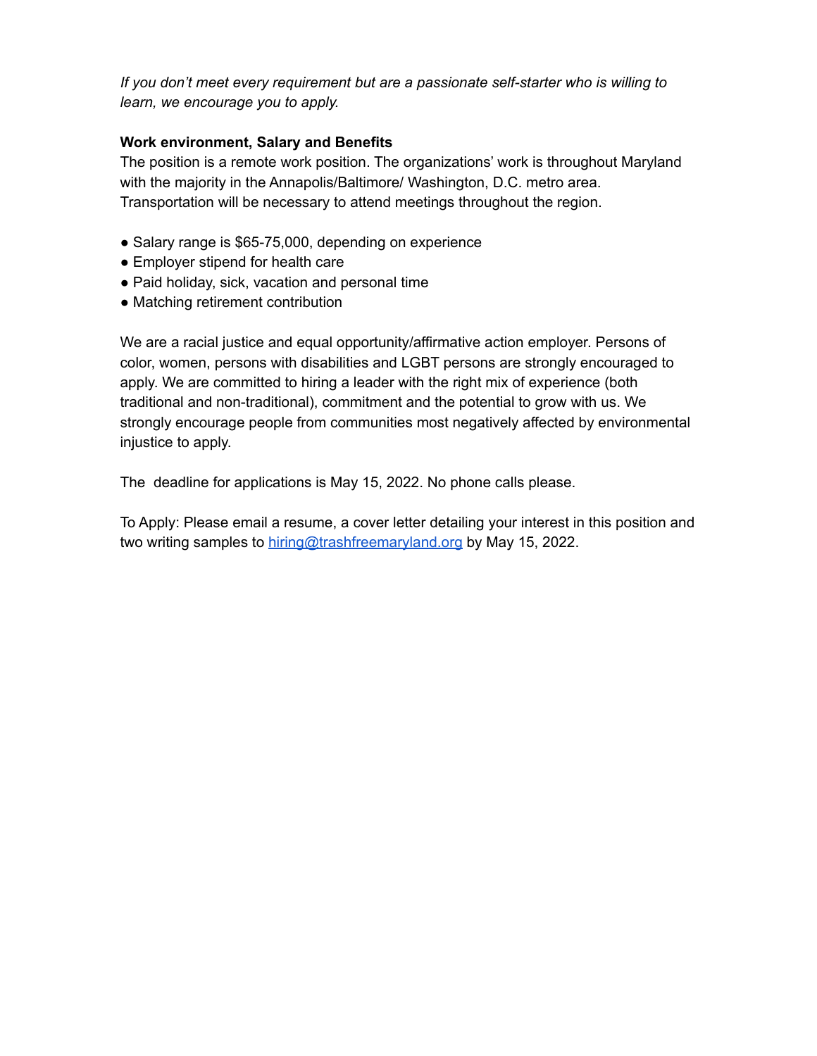*If you don't meet every requirement but are a passionate self-starter who is willing to learn, we encourage you to apply.*

**Work environment, Salary and Benefits**

The position is a remote work position. The organizations' work is throughout Maryland with the majority in the Annapolis/Baltimore/ Washington, D.C. metro area. Transportation will be necessary to attend meetings throughout the region.

- Salary range is $65-75,000, depending on experience
- Employer stipend for health care
- Paid holiday, sick, vacation and personal time
- Matching retirement contribution

We are a racial justice and equal opportunity/affirmative action employer. Persons of color, women, persons with disabilities and LGBT persons are strongly encouraged to apply. We are committed to hiring a leader with the right mix of experience (both traditional and non-traditional), commitment and the potential to grow with us. We strongly encourage people from communities most negatively affected by environmental injustice to apply.

The deadline for applications is May 15, 2022. No phone calls please.

To Apply: Please email a resume, a cover letter detailing your interest in this position and two writing samples to [hiring@trashfreemaryland.org](mailto:hiring@trashfreemaryland.org) by May 15, 2022.